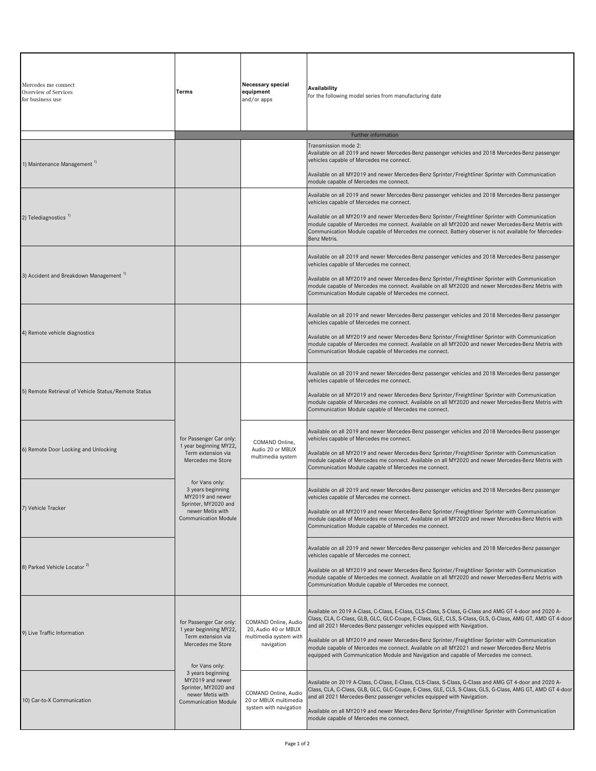| Mercedes me connect<br>Overview of Services<br>for business use | **Terms** | **Necessary special equipment** and/or apps | **Availability** for the following model series from manufacturing date |
|---|---|---|---|
| | | | Further information |
| 1) Maintenance Management [1] | | | Transmission mode 2:<br>Available on all 2019 and newer Mercedes-Benz passenger vehicles and 2018 Mercedes-Benz passenger vehicles capable of Mercedes me connect.<br><br>Available on all MY2019 and newer Mercedes-Benz Sprinter/Freightliner Sprinter with Communication module capable of Mercedes me connect. |
| 2) Telediagnostics [1] | | | Available on all 2019 and newer Mercedes-Benz passenger vehicles and 2018 Mercedes-Benz passenger vehicles capable of Mercedes me connect.<br><br>Available on all MY2019 and newer Mercedes-Benz Sprinter/Freightliner Sprinter with Communication module capable of Mercedes me connect. Available on all MY2020 and newer Mercedes-Benz Metris with Communication Module capable of Mercedes me connect. Battery observer is not available for Mercedes-Benz Metris. |
| 3) Accident and Breakdown Management [1] | | | Available on all 2019 and newer Mercedes-Benz passenger vehicles and 2018 Mercedes-Benz passenger vehicles capable of Mercedes me connect.<br><br>Available on all MY2019 and newer Mercedes-Benz Sprinter/Freightliner Sprinter with Communication module capable of Mercedes me connect. Available on all MY2020 and newer Mercedes-Benz Metris with Communication Module capable of Mercedes me connect. |
| 4) Remote vehicle diagnostics | | | Available on all 2019 and newer Mercedes-Benz passenger vehicles and 2018 Mercedes-Benz passenger vehicles capable of Mercedes me connect.<br><br>Available on all MY2019 and newer Mercedes-Benz Sprinter/Freightliner Sprinter with Communication module capable of Mercedes me connect. Available on all MY2020 and newer Mercedes-Benz Metris with Communication Module capable of Mercedes me connect. |
| 5) Remote Retrieval of Vehicle Status/Remote Status | for Passenger Car only: 1 year beginning MY22, Term extension via Mercedes me Store<br><br>for Vans only: 3 years beginning MY2019 and newer Sprinter, MY2020 and newer Metis with Communication Module | | Available on all 2019 and newer Mercedes-Benz passenger vehicles and 2018 Mercedes-Benz passenger vehicles capable of Mercedes me connect.<br><br>Available on all MY2019 and newer Mercedes-Benz Sprinter/Freightliner Sprinter with Communication module capable of Mercedes me connect. Available on all MY2020 and newer Mercedes-Benz Metris with Communication Module capable of Mercedes me connect. |
| 6) Remote Door Locking and Unlocking | | COMAND Online, Audio 20 or MBUX multimedia system | Available on all 2019 and newer Mercedes-Benz passenger vehicles and 2018 Mercedes-Benz passenger vehicles capable of Mercedes me connect.<br><br>Available on all MY2019 and newer Mercedes-Benz Sprinter/Freightliner Sprinter with Communication module capable of Mercedes me connect. Available on all MY2020 and newer Mercedes-Benz Metris with Communication Module capable of Mercedes me connect. |
| 7) Vehicle Tracker | | | Available on all 2019 and newer Mercedes-Benz passenger vehicles and 2018 Mercedes-Benz passenger vehicles capable of Mercedes me connect.<br><br>Available on all MY2019 and newer Mercedes-Benz Sprinter/Freightliner Sprinter with Communication module capable of Mercedes me connect. Available on all MY2020 and newer Mercedes-Benz Metris with Communication Module capable of Mercedes me connect. |
| 8) Parked Vehicle Locator [2] | | | Available on all 2019 and newer Mercedes-Benz passenger vehicles and 2018 Mercedes-Benz passenger vehicles capable of Mercedes me connect.<br><br>Available on all MY2019 and newer Mercedes-Benz Sprinter/Freightliner Sprinter with Communication module capable of Mercedes me connect. Available on all MY2020 and newer Mercedes-Benz Metris with Communication Module capable of Mercedes me connect. |
| 9) Live Traffic Information | for Passenger Car only: 1 year beginning MY22, Term extension via Mercedes me Store<br><br>for Vans only: 3 years beginning MY2019 and newer Sprinter, MY2020 and newer Metis with Communication Module | COMAND Online, Audio 20, Audio 40 or MBUX multimedia system with navigation | Available on 2019 A-Class, C-Class, E-Class, CLS-Class, S-Class, G-Class and AMG GT 4-door and 2020 A-Class, CLA, C-Class, GLB, GLC, GLC-Coupe, E-Class, GLE, CLS, S-Class, GLS, G-Class, AMG GT, AMD GT 4-door and all 2021 Mercedes-Benz passenger vehicles equipped with Navigation.<br><br>Available on all MY2019 and newer Mercedes-Benz Sprinter/Freightliner Sprinter with Communication module capable of Mercedes me connect. Available on all MY2021 and newer Mercedes-Benz Metris equipped with Communication Module and Navigation and capable of Mercedes me connect. |
| 10) Car-to-X Communication | | COMAND Online, Audio 20 or MBUX multimedia system with navigation | Available on 2019 A-Class, C-Class, E-Class, CLS-Class, S-Class, G-Class and AMG GT 4-door and 2020 A-Class, CLA, C-Class, GLB, GLC, GLC-Coupe, E-Class, GLE, CLS, S-Class, GLS, G-Class, AMG GT, AMD GT 4-door and all 2021 Mercedes-Benz passenger vehicles equipped with Navigation.<br><br>Available on all MY2019 and newer Mercedes-Benz Sprinter/Freightliner Sprinter with Communication module capable of Mercedes me connect. |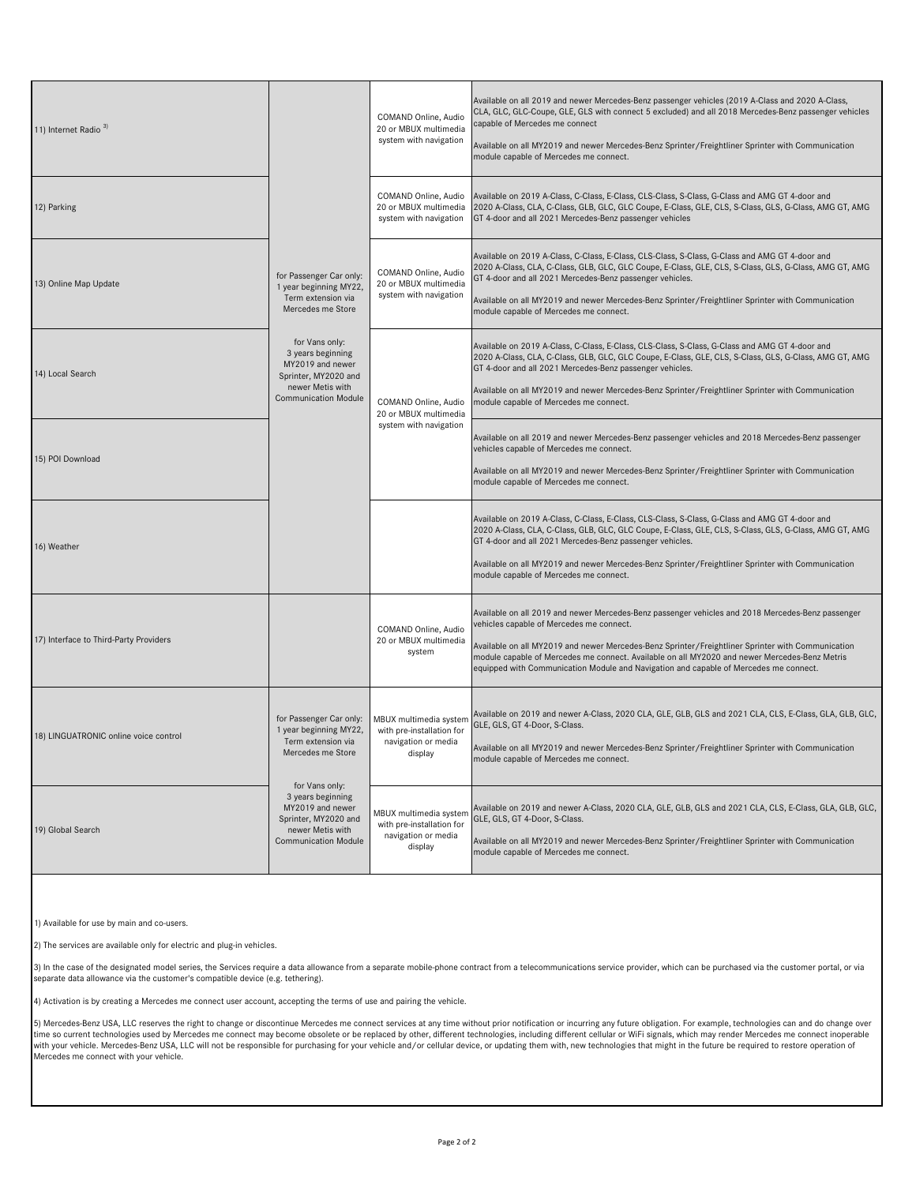| | | | |
|---|---|---|---|
| 11) Internet Radio [3] | | COMAND Online, Audio 20 or MBUX multimedia system with navigation | Available on all 2019 and newer Mercedes-Benz passenger vehicles (2019 A-Class and 2020 A-Class, CLA, GLC, GLC-Coupe, GLE, GLS with connect 5 excluded) and all 2018 Mercedes-Benz passenger vehicles capable of Mercedes me connect<br><br>Available on all MY2019 and newer Mercedes-Benz Sprinter/Freightliner Sprinter with Communication module capable of Mercedes me connect. |
| 12) Parking | | COMAND Online, Audio 20 or MBUX multimedia system with navigation | Available on 2019 A-Class, C-Class, E-Class, CLS-Class, S-Class, G-Class and AMG GT 4-door and 2020 A-Class, CLA, C-Class, GLB, GLC, GLC Coupe, E-Class, GLE, CLS, S-Class, GLS, G-Class, AMG GT, AMG GT 4-door and all 2021 Mercedes-Benz passenger vehicles |
| 13) Online Map Update | for Passenger Car only: 1 year beginning MY22, Term extension via Mercedes me Store<br><br>for Vans only: 3 years beginning MY2019 and newer Sprinter, MY2020 and newer Metis with Communication Module | COMAND Online, Audio 20 or MBUX multimedia system with navigation | Available on 2019 A-Class, C-Class, E-Class, CLS-Class, S-Class, G-Class and AMG GT 4-door and 2020 A-Class, CLA, C-Class, GLB, GLC, GLC Coupe, E-Class, GLE, CLS, S-Class, GLS, G-Class, AMG GT, AMG GT 4-door and all 2021 Mercedes-Benz passenger vehicles.<br><br>Available on all MY2019 and newer Mercedes-Benz Sprinter/Freightliner Sprinter with Communication module capable of Mercedes me connect. |
| 14) Local Search | | COMAND Online, Audio 20 or MBUX multimedia system with navigation | Available on 2019 A-Class, C-Class, E-Class, CLS-Class, S-Class, G-Class and AMG GT 4-door and 2020 A-Class, CLA, C-Class, GLB, GLC, GLC Coupe, E-Class, GLE, CLS, S-Class, GLS, G-Class, AMG GT, AMG GT 4-door and all 2021 Mercedes-Benz passenger vehicles.<br><br>Available on all MY2019 and newer Mercedes-Benz Sprinter/Freightliner Sprinter with Communication module capable of Mercedes me connect. |
| 15) POI Download | | | Available on all 2019 and newer Mercedes-Benz passenger vehicles and 2018 Mercedes-Benz passenger vehicles capable of Mercedes me connect.<br><br>Available on all MY2019 and newer Mercedes-Benz Sprinter/Freightliner Sprinter with Communication module capable of Mercedes me connect. |
| 16) Weather | | | Available on 2019 A-Class, C-Class, E-Class, CLS-Class, S-Class, G-Class and AMG GT 4-door and 2020 A-Class, CLA, C-Class, GLB, GLC, GLC Coupe, E-Class, GLE, CLS, S-Class, GLS, G-Class, AMG GT, AMG GT 4-door and all 2021 Mercedes-Benz passenger vehicles.<br><br>Available on all MY2019 and newer Mercedes-Benz Sprinter/Freightliner Sprinter with Communication module capable of Mercedes me connect. |
| 17) Interface to Third-Party Providers | | COMAND Online, Audio 20 or MBUX multimedia system | Available on all 2019 and newer Mercedes-Benz passenger vehicles and 2018 Mercedes-Benz passenger vehicles capable of Mercedes me connect.<br><br>Available on all MY2019 and newer Mercedes-Benz Sprinter/Freightliner Sprinter with Communication module capable of Mercedes me connect. Available on all MY2020 and newer Mercedes-Benz Metris equipped with Communication Module and Navigation and capable of Mercedes me connect. |
| 18) LINGUATRONIC online voice control | for Passenger Car only: 1 year beginning MY22, Term extension via Mercedes me Store<br><br>for Vans only: 3 years beginning MY2019 and newer Sprinter, MY2020 and newer Metis with Communication Module | MBUX multimedia system with pre-installation for navigation or media display | Available on 2019 and newer A-Class, 2020 CLA, GLE, GLB, GLS and 2021 CLA, CLS, E-Class, GLA, GLB, GLC, GLE, GLS, GT 4-Door, S-Class.<br><br>Available on all MY2019 and newer Mercedes-Benz Sprinter/Freightliner Sprinter with Communication module capable of Mercedes me connect. |
| 19) Global Search | | MBUX multimedia system with pre-installation for navigation or media display | Available on 2019 and newer A-Class, 2020 CLA, GLE, GLB, GLS and 2021 CLA, CLS, E-Class, GLA, GLB, GLC, GLE, GLS, GT 4-Door, S-Class.<br><br>Available on all MY2019 and newer Mercedes-Benz Sprinter/Freightliner Sprinter with Communication module capable of Mercedes me connect. |

1) Available for use by main and co-users.

2) The services are available only for electric and plug-in vehicles.

3) In the case of the designated model series, the Services require a data allowance from a separate mobile-phone contract from a telecommunications service provider, which can be purchased via the customer portal, or via separate data allowance via the customer's compatible device (e.g. tethering).

4) Activation is by creating a Mercedes me connect user account, accepting the terms of use and pairing the vehicle.

5) Mercedes-Benz USA, LLC reserves the right to change or discontinue Mercedes me connect services at any time without prior notification or incurring any future obligation. For example, technologies can and do change over time so current technologies used by Mercedes me connect may become obsolete or be replaced by other, different technologies, including different cellular or WiFi signals, which may render Mercedes me connect inoperable with your vehicle. Mercedes-Benz USA, LLC will not be responsible for purchasing for your vehicle and/or cellular device, or updating them with, new technologies that might in the future be required to restore operation of Mercedes me connect with your vehicle.